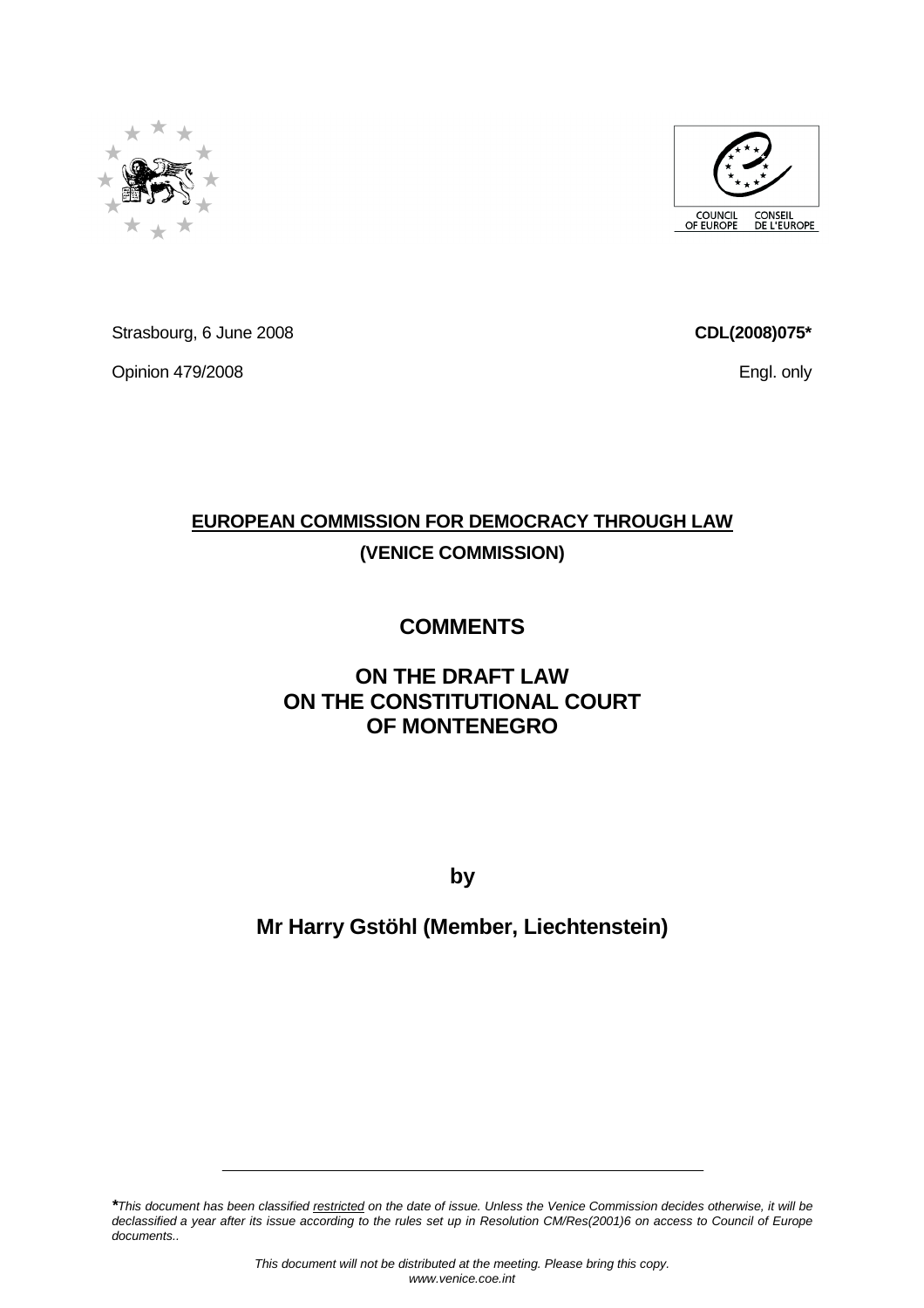Strasbourg, 6 June 2008 **CDL(2008)075***

Opinion 479/2008 Engl. only

**EUROPEAN COMMISSION FOR DEMOCRACY THROUGH LAW**

**(VENICE COMMISSION)**

# COMMENTS

# ON THE DRAFT LAW ON THE CONSTITUTIONAL COURT OF MONTENEGRO

**by**

**Mr Harry Gstöhl (Member, Liechtenstein)**

---

*\*This document has been classified restricted on the date of issue. Unless the Venice Commission decides otherwise, it will be declassified a year after its issue according to the rules set up in Resolution CM/Res(2001)6 on access to Council of Europe documents..*

*This document will not be distributed at the meeting. Please bring this copy.*
*www.venice.coe.int*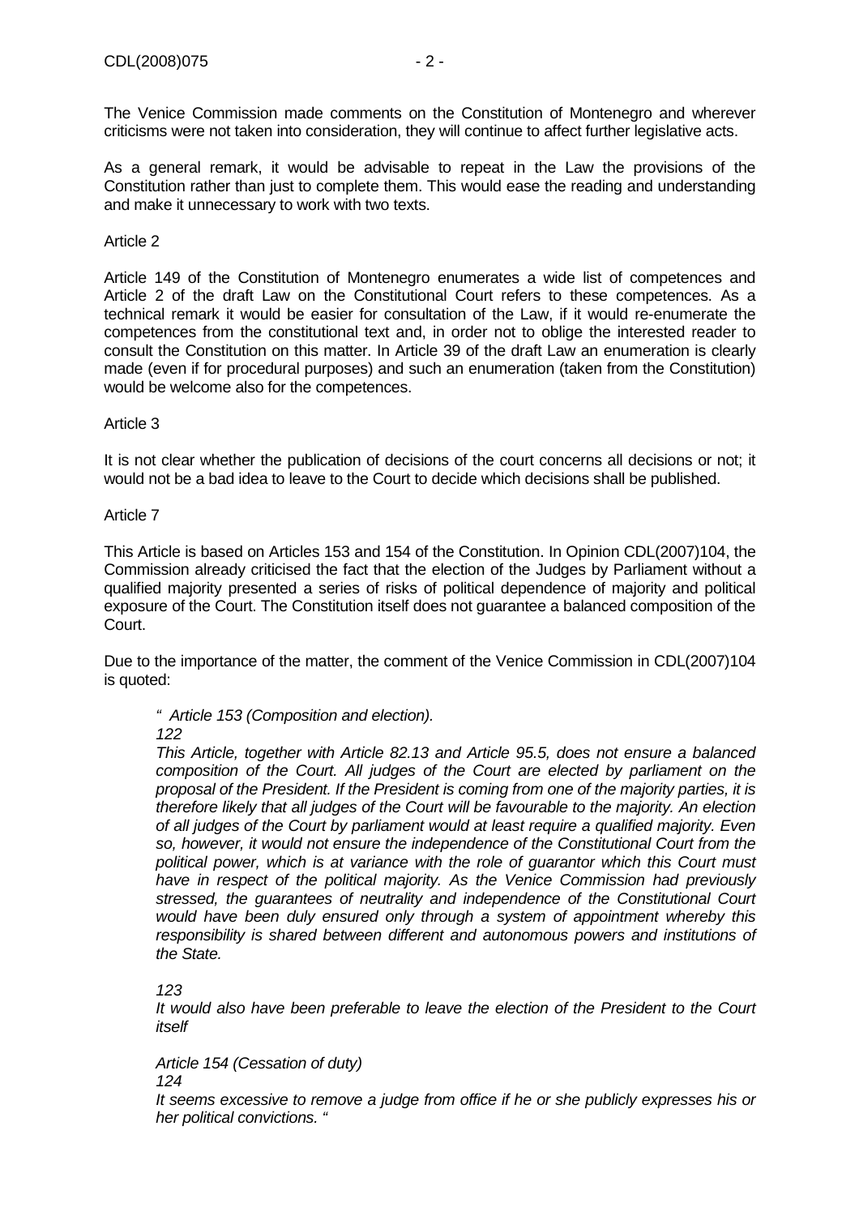The Venice Commission made comments on the Constitution of Montenegro and wherever criticisms were not taken into consideration, they will continue to affect further legislative acts.

As a general remark, it would be advisable to repeat in the Law the provisions of the Constitution rather than just to complete them. This would ease the reading and understanding and make it unnecessary to work with two texts.

Article 2

Article 149 of the Constitution of Montenegro enumerates a wide list of competences and Article 2 of the draft Law on the Constitutional Court refers to these competences. As a technical remark it would be easier for consultation of the Law, if it would re-enumerate the competences from the constitutional text and, in order not to oblige the interested reader to consult the Constitution on this matter. In Article 39 of the draft Law an enumeration is clearly made (even if for procedural purposes) and such an enumeration (taken from the Constitution) would be welcome also for the competences.

Article 3

It is not clear whether the publication of decisions of the court concerns all decisions or not; it would not be a bad idea to leave to the Court to decide which decisions shall be published.

Article 7

This Article is based on Articles 153 and 154 of the Constitution. In Opinion CDL(2007)104, the Commission already criticised the fact that the election of the Judges by Parliament without a qualified majority presented a series of risks of political dependence of majority and political exposure of the Court. The Constitution itself does not guarantee a balanced composition of the Court.

Due to the importance of the matter, the comment of the Venice Commission in CDL(2007)104 is quoted:

> *" Article 153 (Composition and election).*
>
> *122*
>
> *This Article, together with Article 82.13 and Article 95.5, does not ensure a balanced composition of the Court. All judges of the Court are elected by parliament on the proposal of the President. If the President is coming from one of the majority parties, it is therefore likely that all judges of the Court will be favourable to the majority. An election of all judges of the Court by parliament would at least require a qualified majority. Even so, however, it would not ensure the independence of the Constitutional Court from the political power, which is at variance with the role of guarantor which this Court must have in respect of the political majority. As the Venice Commission had previously stressed, the guarantees of neutrality and independence of the Constitutional Court would have been duly ensured only through a system of appointment whereby this responsibility is shared between different and autonomous powers and institutions of the State.*
>
> *123*
>
> *It would also have been preferable to leave the election of the President to the Court itself*
>
> *Article 154 (Cessation of duty)*
>
> *124*
>
> *It seems excessive to remove a judge from office if he or she publicly expresses his or her political convictions. "*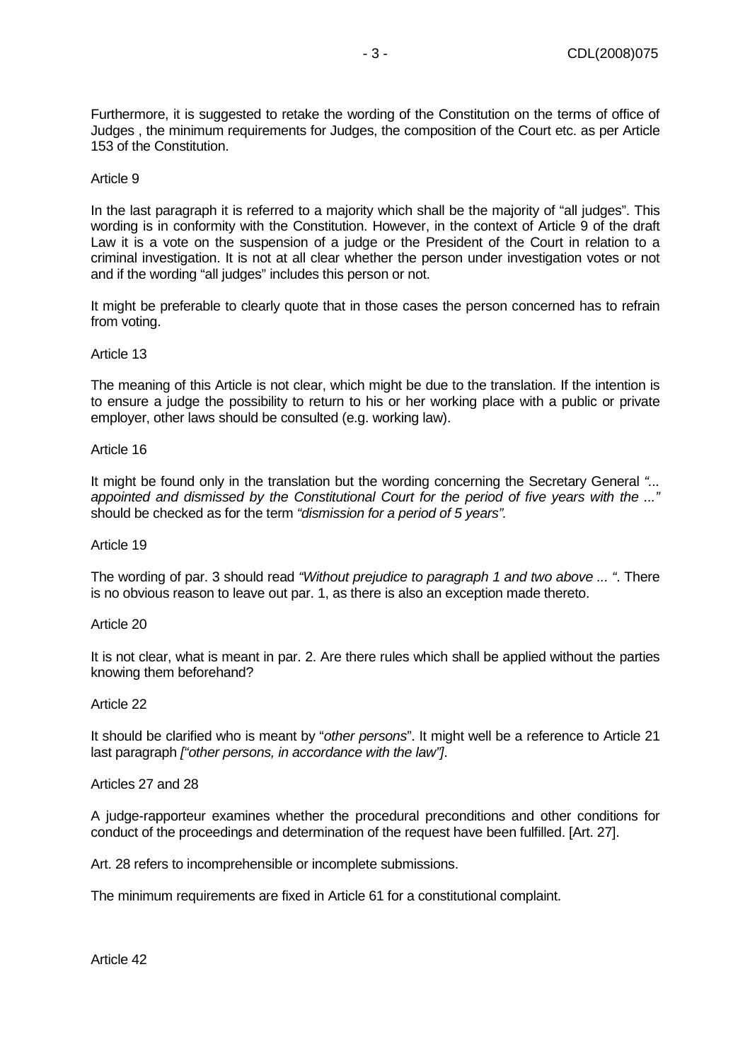Furthermore, it is suggested to retake the wording of the Constitution on the terms of office of Judges , the minimum requirements for Judges, the composition of the Court etc. as per Article 153 of the Constitution.

Article 9

In the last paragraph it is referred to a majority which shall be the majority of "all judges". This wording is in conformity with the Constitution. However, in the context of Article 9 of the draft Law it is a vote on the suspension of a judge or the President of the Court in relation to a criminal investigation. It is not at all clear whether the person under investigation votes or not and if the wording "all judges" includes this person or not.

It might be preferable to clearly quote that in those cases the person concerned has to refrain from voting.

Article 13

The meaning of this Article is not clear, which might be due to the translation. If the intention is to ensure a judge the possibility to return to his or her working place with a public or private employer, other laws should be consulted (e.g. working law).

Article 16

It might be found only in the translation but the wording concerning the Secretary General *"... appointed and dismissed by the Constitutional Court for the period of five years with the ..."* should be checked as for the term *"dismission for a period of 5 years".*

Article 19

The wording of par. 3 should read *"Without prejudice to paragraph 1 and two above ... "*. There is no obvious reason to leave out par. 1, as there is also an exception made thereto.

Article 20

It is not clear, what is meant in par. 2. Are there rules which shall be applied without the parties knowing them beforehand?

Article 22

It should be clarified who is meant by "*other persons*". It might well be a reference to Article 21 last paragraph *["other persons, in accordance with the law"]*.

Articles 27 and 28

A judge-rapporteur examines whether the procedural preconditions and other conditions for conduct of the proceedings and determination of the request have been fulfilled. [Art. 27].

Art. 28 refers to incomprehensible or incomplete submissions.

The minimum requirements are fixed in Article 61 for a constitutional complaint.

Article 42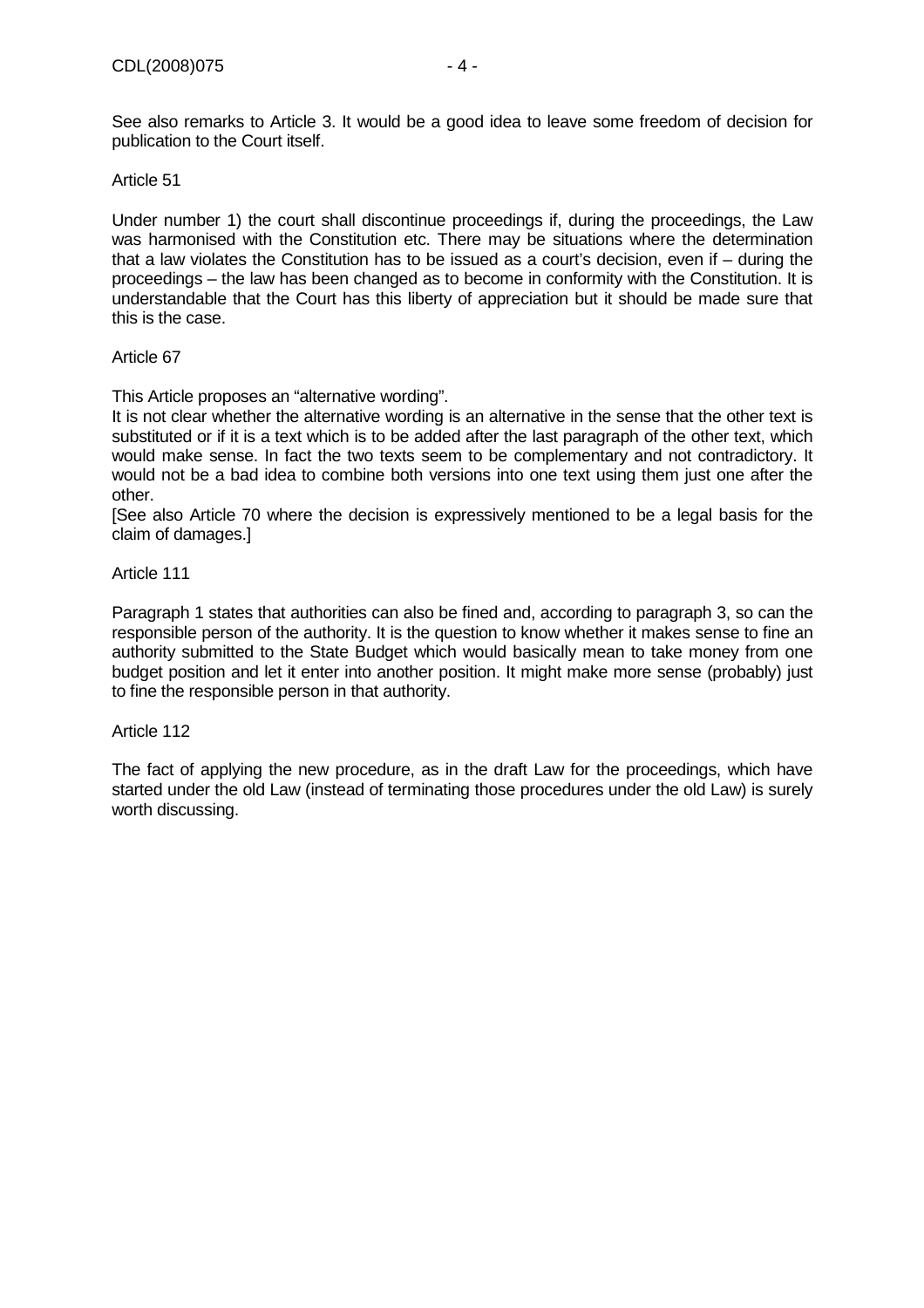See also remarks to Article 3. It would be a good idea to leave some freedom of decision for publication to the Court itself.

Article 51

Under number 1) the court shall discontinue proceedings if, during the proceedings, the Law was harmonised with the Constitution etc. There may be situations where the determination that a law violates the Constitution has to be issued as a court's decision, even if – during the proceedings – the law has been changed as to become in conformity with the Constitution. It is understandable that the Court has this liberty of appreciation but it should be made sure that this is the case.

Article 67

This Article proposes an "alternative wording".
It is not clear whether the alternative wording is an alternative in the sense that the other text is substituted or if it is a text which is to be added after the last paragraph of the other text, which would make sense. In fact the two texts seem to be complementary and not contradictory. It would not be a bad idea to combine both versions into one text using them just one after the other.
[See also Article 70 where the decision is expressively mentioned to be a legal basis for the claim of damages.]

Article 111

Paragraph 1 states that authorities can also be fined and, according to paragraph 3, so can the responsible person of the authority. It is the question to know whether it makes sense to fine an authority submitted to the State Budget which would basically mean to take money from one budget position and let it enter into another position. It might make more sense (probably) just to fine the responsible person in that authority.

Article 112

The fact of applying the new procedure, as in the draft Law for the proceedings, which have started under the old Law (instead of terminating those procedures under the old Law) is surely worth discussing.